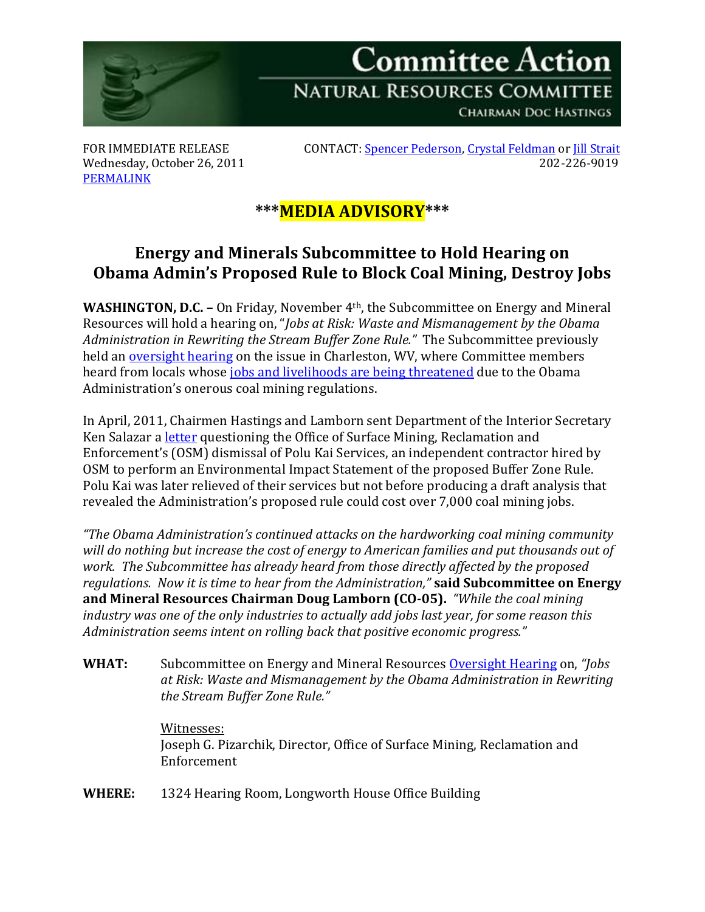# Committee Action

## NATURAL RESOURCES COMMITTEE

CHAIRMAN DOC HASTINGS

FOR IMMEDIATE RELEASE
Wednesday, October 26, 2011
PERMALINK

CONTACT: Spencer Pederson, Crystal Feldman or Jill Strait
202-226-9019

***MEDIA ADVISORY***

## Energy and Minerals Subcommittee to Hold Hearing on Obama Admin's Proposed Rule to Block Coal Mining, Destroy Jobs

**WASHINGTON, D.C. –** On Friday, November 4th, the Subcommittee on Energy and Mineral Resources will hold a hearing on, "*Jobs at Risk: Waste and Mismanagement by the Obama Administration in Rewriting the Stream Buffer Zone Rule.*" The Subcommittee previously held an oversight hearing on the issue in Charleston, WV, where Committee members heard from locals whose jobs and livelihoods are being threatened due to the Obama Administration's onerous coal mining regulations.

In April, 2011, Chairmen Hastings and Lamborn sent Department of the Interior Secretary Ken Salazar a letter questioning the Office of Surface Mining, Reclamation and Enforcement's (OSM) dismissal of Polu Kai Services, an independent contractor hired by OSM to perform an Environmental Impact Statement of the proposed Buffer Zone Rule. Polu Kai was later relieved of their services but not before producing a draft analysis that revealed the Administration's proposed rule could cost over 7,000 coal mining jobs.

*"The Obama Administration's continued attacks on the hardworking coal mining community will do nothing but increase the cost of energy to American families and put thousands out of work. The Subcommittee has already heard from those directly affected by the proposed regulations. Now it is time to hear from the Administration,"* **said Subcommittee on Energy and Mineral Resources Chairman Doug Lamborn (CO-05).** *"While the coal mining industry was one of the only industries to actually add jobs last year, for some reason this Administration seems intent on rolling back that positive economic progress."*

**WHAT:** Subcommittee on Energy and Mineral Resources Oversight Hearing on, *"Jobs at Risk: Waste and Mismanagement by the Obama Administration in Rewriting the Stream Buffer Zone Rule."*

Witnesses:
Joseph G. Pizarchik, Director, Office of Surface Mining, Reclamation and Enforcement

**WHERE:** 1324 Hearing Room, Longworth House Office Building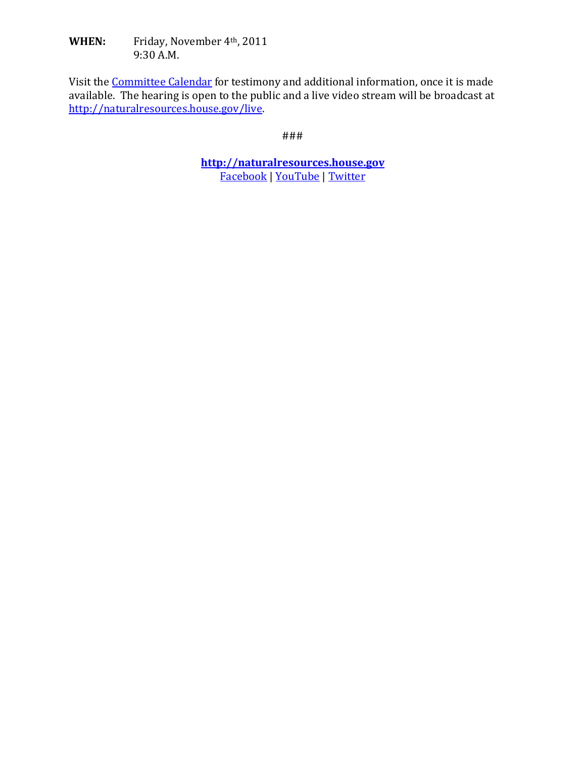**WHEN:** Friday, November 4th, 2011
9:30 A.M.

Visit the [Committee Calendar](#) for testimony and additional information, once it is made available. The hearing is open to the public and a live video stream will be broadcast at [http://naturalresources.house.gov/live](http://naturalresources.house.gov/live).

###

**[http://naturalresources.house.gov](http://naturalresources.house.gov)**

Facebook | YouTube | Twitter